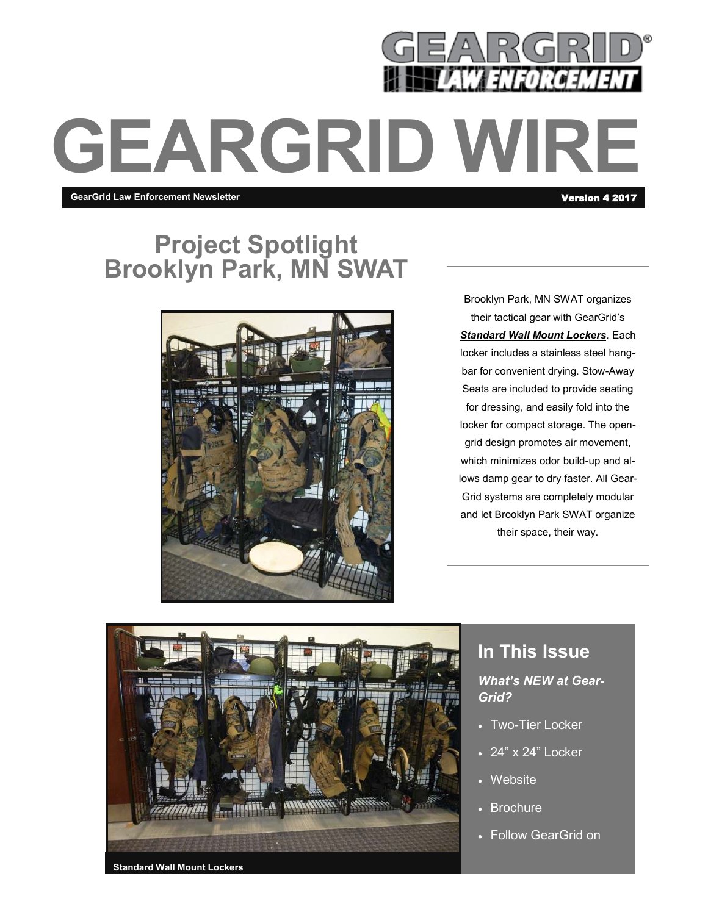# GEARGRID WIRE

**GearGrid Law Enforcement Newsletter** **Version 4 2017**

## Project Spotlight
## Brooklyn Park, MN SWAT

Brooklyn Park, MN SWAT organizes their tactical gear with GearGrid's ***Standard Wall Mount Lockers***. Each locker includes a stainless steel hang-bar for convenient drying. Stow-Away Seats are included to provide seating for dressing, and easily fold into the locker for compact storage. The open-grid design promotes air movement, which minimizes odor build-up and allows damp gear to dry faster. All GearGrid systems are completely modular and let Brooklyn Park SWAT organize their space, their way.

**Standard Wall Mount Lockers**

## In This Issue

***What's NEW at GearGrid?***

- Two-Tier Locker
- 24" x 24" Locker
- Website
- Brochure
- Follow GearGrid on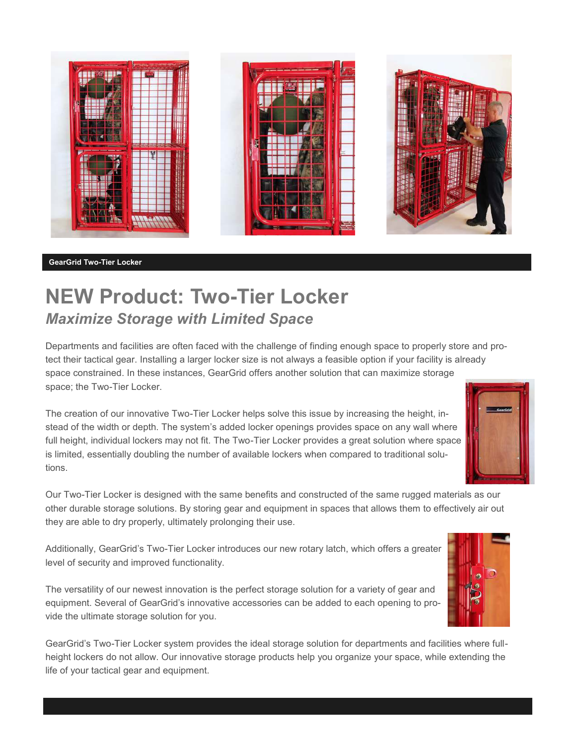**GearGrid Two-Tier Locker**

# NEW Product: Two-Tier Locker

## *Maximize Storage with Limited Space*

Departments and facilities are often faced with the challenge of finding enough space to properly store and protect their tactical gear. Installing a larger locker size is not always a feasible option if your facility is already space constrained. In these instances, GearGrid offers another solution that can maximize storage space; the Two-Tier Locker.

The creation of our innovative Two-Tier Locker helps solve this issue by increasing the height, instead of the width or depth. The system's added locker openings provides space on any wall where full height, individual lockers may not fit. The Two-Tier Locker provides a great solution where space is limited, essentially doubling the number of available lockers when compared to traditional solutions.

Our Two-Tier Locker is designed with the same benefits and constructed of the same rugged materials as our other durable storage solutions. By storing gear and equipment in spaces that allows them to effectively air out they are able to dry properly, ultimately prolonging their use.

Additionally, GearGrid's Two-Tier Locker introduces our new rotary latch, which offers a greater level of security and improved functionality.

The versatility of our newest innovation is the perfect storage solution for a variety of gear and equipment. Several of GearGrid's innovative accessories can be added to each opening to provide the ultimate storage solution for you.

GearGrid's Two-Tier Locker system provides the ideal storage solution for departments and facilities where full-height lockers do not allow. Our innovative storage products help you organize your space, while extending the life of your tactical gear and equipment.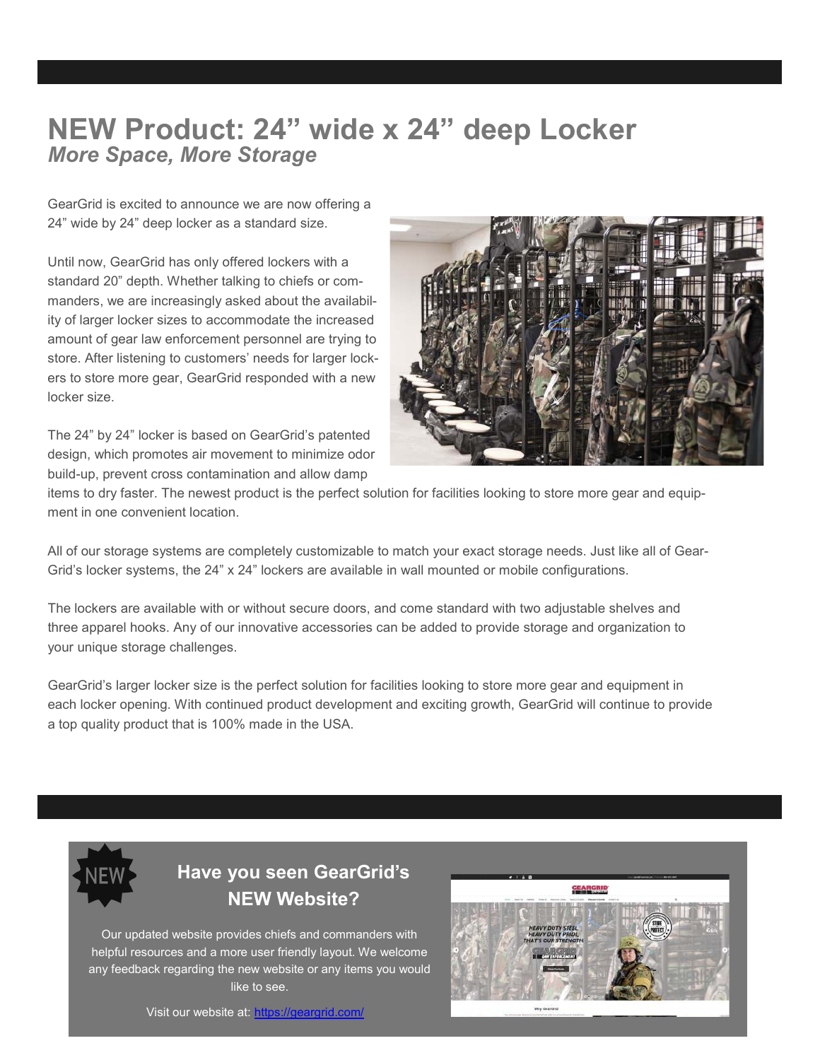# NEW Product: 24” wide x 24” deep Locker

*More Space, More Storage*

GearGrid is excited to announce we are now offering a 24” wide by 24” deep locker as a standard size.

Until now, GearGrid has only offered lockers with a standard 20” depth. Whether talking to chiefs or commanders, we are increasingly asked about the availability of larger locker sizes to accommodate the increased amount of gear law enforcement personnel are trying to store. After listening to customers’ needs for larger lockers to store more gear, GearGrid responded with a new locker size.

The 24” by 24” locker is based on GearGrid’s patented design, which promotes air movement to minimize odor build-up, prevent cross contamination and allow damp items to dry faster. The newest product is the perfect solution for facilities looking to store more gear and equipment in one convenient location.

All of our storage systems are completely customizable to match your exact storage needs. Just like all of GearGrid’s locker systems, the 24” x 24” lockers are available in wall mounted or mobile configurations.

The lockers are available with or without secure doors, and come standard with two adjustable shelves and three apparel hooks. Any of our innovative accessories can be added to provide storage and organization to your unique storage challenges.

GearGrid’s larger locker size is the perfect solution for facilities looking to store more gear and equipment in each locker opening. With continued product development and exciting growth, GearGrid will continue to provide a top quality product that is 100% made in the USA.

## Have you seen GearGrid’s NEW Website?

Our updated website provides chiefs and commanders with helpful resources and a more user friendly layout. We welcome any feedback regarding the new website or any items you would like to see.

Visit our website at: [https://geargrid.com/](https://geargrid.com/)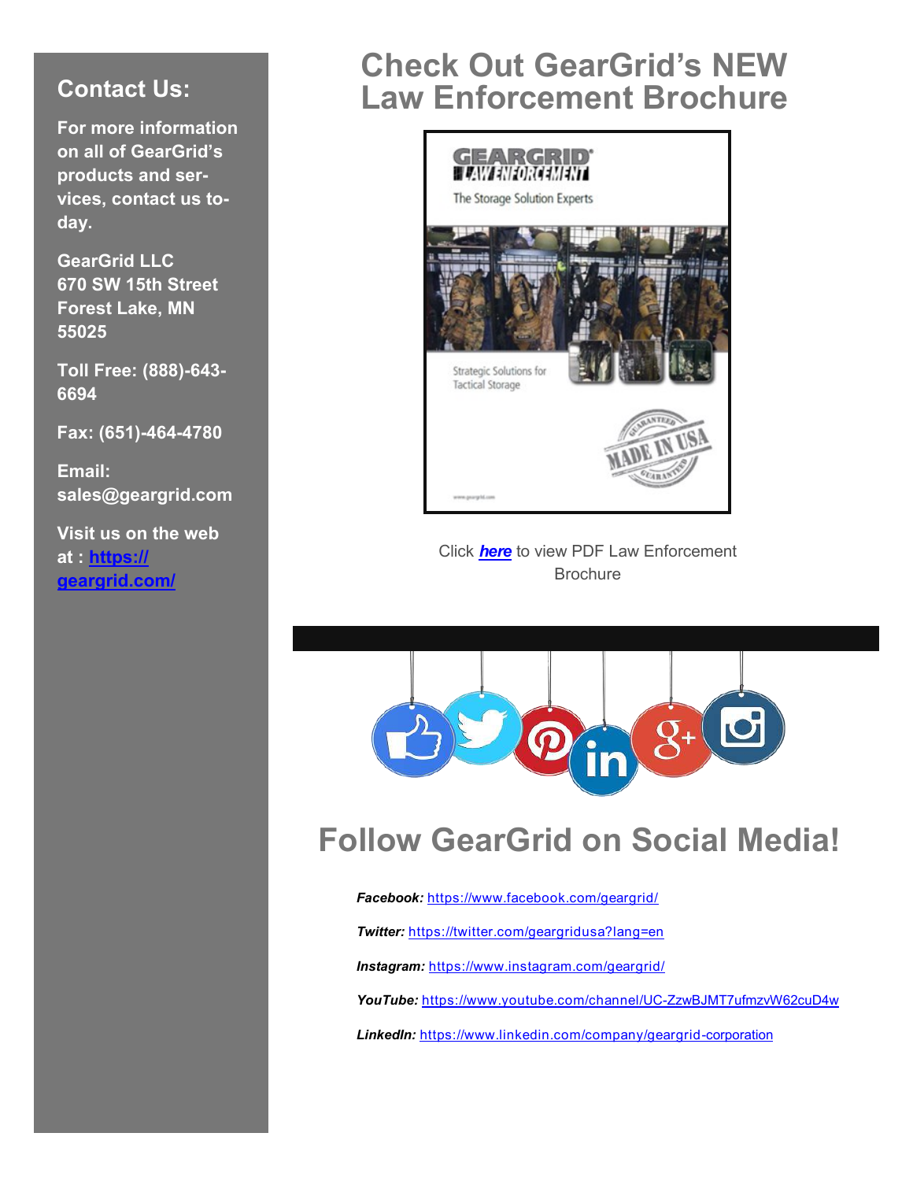## Contact Us:

**For more information on all of GearGrid's products and services, contact us today.**

**GearGrid LLC**
**670 SW 15th Street**
**Forest Lake, MN**
**55025**

**Toll Free: (888)-643-6694**

**Fax: (651)-464-4780**

**Email:**
**sales@geargrid.com**

**Visit us on the web at : https://geargrid.com/**

# Check Out GearGrid's NEW Law Enforcement Brochure

Click ***here*** to view PDF Law Enforcement Brochure

# Follow GearGrid on Social Media!

***Facebook:*** https://www.facebook.com/geargrid/

***Twitter:*** https://twitter.com/geargridusa?lang=en

***Instagram:*** https://www.instagram.com/geargrid/

***YouTube:*** https://www.youtube.com/channel/UC-ZzwBJMT7ufmzvW62cuD4w

***LinkedIn:*** https://www.linkedin.com/company/geargrid-corporation